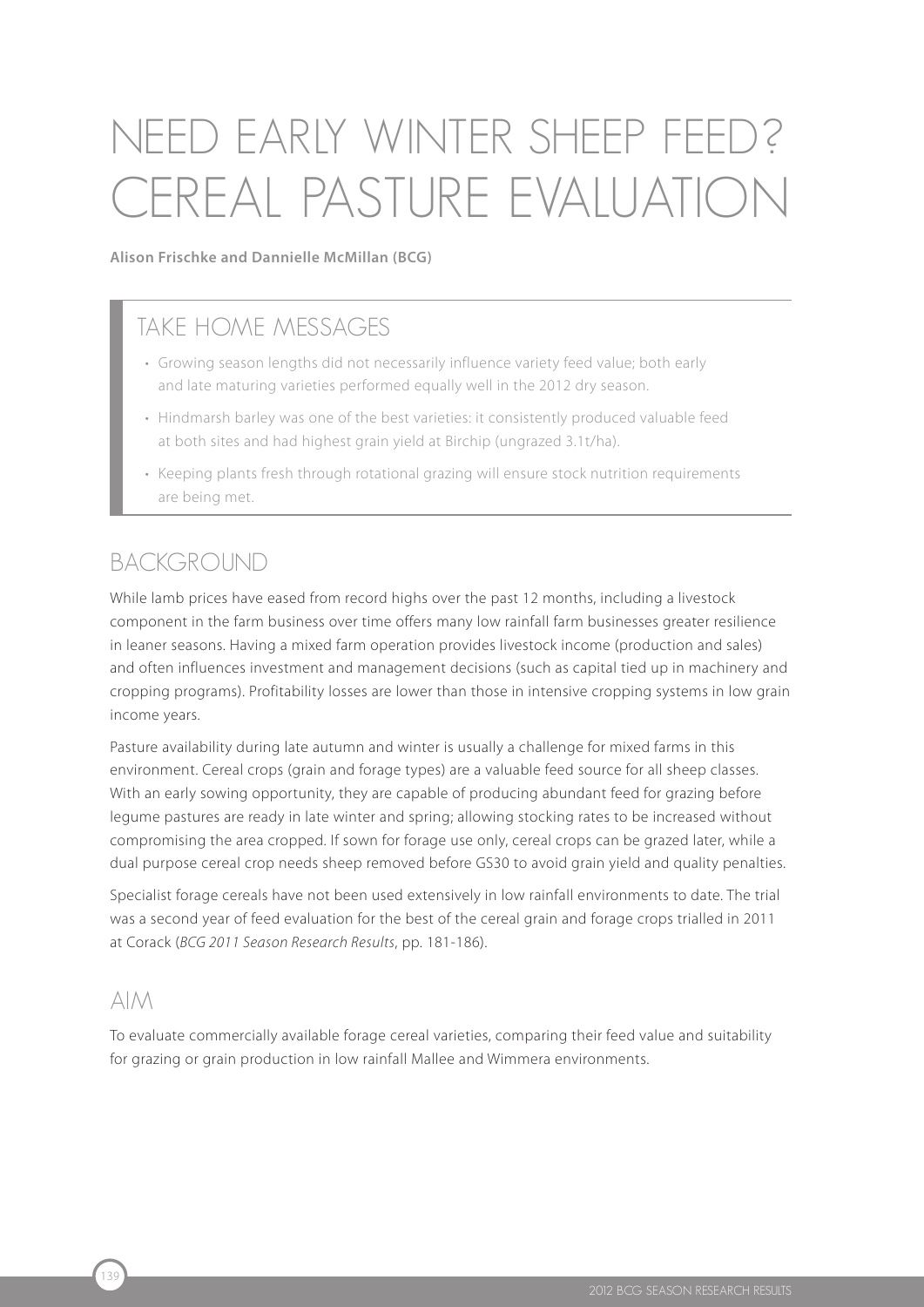# NEED EARLY WINTER SHEEP FEED? CEREAL PASTURE EVALUATION

**Alison Frischke and Dannielle McMillan (BCG)**

## TAKE HOME MESSAGES

- Growing season lengths did not necessarily influence variety feed value; both early and late maturing varieties performed equally well in the 2012 dry season.
- Hindmarsh barley was one of the best varieties: it consistently produced valuable feed at both sites and had highest grain yield at Birchip (ungrazed 3.1t/ha).
- Keeping plants fresh through rotational grazing will ensure stock nutrition requirements are being met.

## BACKGROUND

While lamb prices have eased from record highs over the past 12 months, including a livestock component in the farm business over time offers many low rainfall farm businesses greater resilience in leaner seasons. Having a mixed farm operation provides livestock income (production and sales) and often influences investment and management decisions (such as capital tied up in machinery and cropping programs). Profitability losses are lower than those in intensive cropping systems in low grain income years.

Pasture availability during late autumn and winter is usually a challenge for mixed farms in this environment. Cereal crops (grain and forage types) are a valuable feed source for all sheep classes. With an early sowing opportunity, they are capable of producing abundant feed for grazing before legume pastures are ready in late winter and spring; allowing stocking rates to be increased without compromising the area cropped. If sown for forage use only, cereal crops can be grazed later, while a dual purpose cereal crop needs sheep removed before GS30 to avoid grain yield and quality penalties.

Specialist forage cereals have not been used extensively in low rainfall environments to date. The trial was a second year of feed evaluation for the best of the cereal grain and forage crops trialled in 2011 at Corack (*BCG 2011 Season Research Results*, pp. 181-186).

## AIM

To evaluate commercially available forage cereal varieties, comparing their feed value and suitability for grazing or grain production in low rainfall Mallee and Wimmera environments.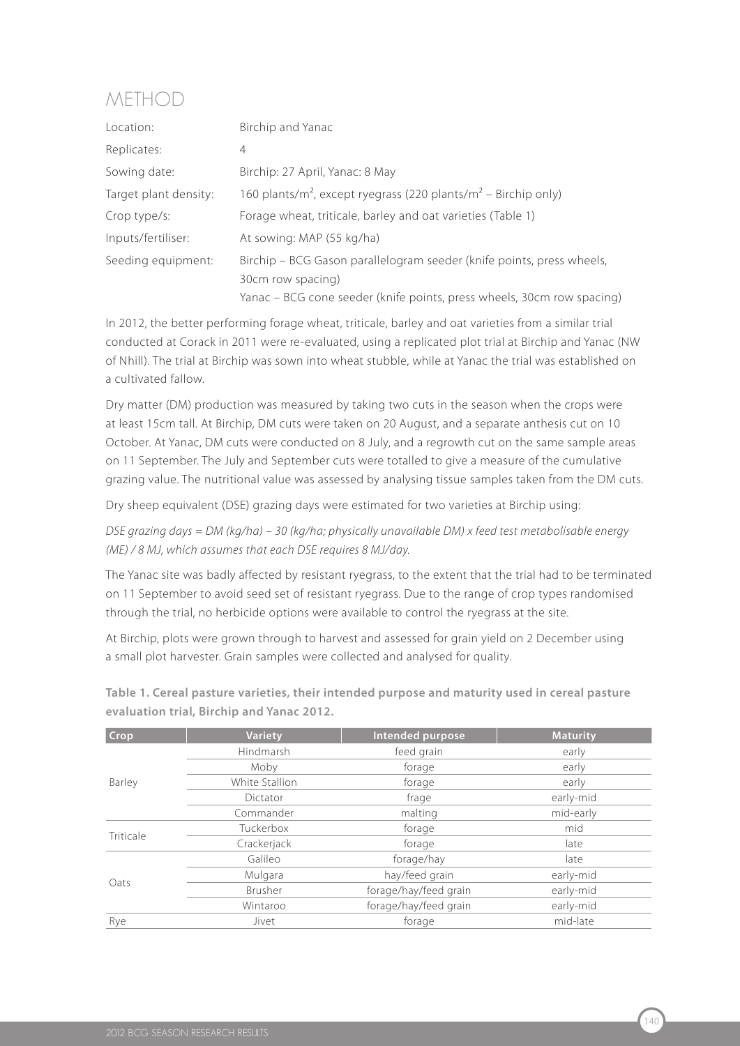## METHOD

| | |
|---|---|
| Location: | Birchip and Yanac |
| Replicates: | 4 |
| Sowing date: | Birchip: 27 April, Yanac: 8 May |
| Target plant density: | 160 plants/m², except ryegrass (220 plants/m² – Birchip only) |
| Crop type/s: | Forage wheat, triticale, barley and oat varieties (Table 1) |
| Inputs/fertiliser: | At sowing: MAP (55 kg/ha) |
| Seeding equipment: | Birchip – BCG Gason parallelogram seeder (knife points, press wheels, 30cm row spacing)<br>Yanac – BCG cone seeder (knife points, press wheels, 30cm row spacing) |

In 2012, the better performing forage wheat, triticale, barley and oat varieties from a similar trial conducted at Corack in 2011 were re-evaluated, using a replicated plot trial at Birchip and Yanac (NW of Nhill). The trial at Birchip was sown into wheat stubble, while at Yanac the trial was established on a cultivated fallow.

Dry matter (DM) production was measured by taking two cuts in the season when the crops were at least 15cm tall. At Birchip, DM cuts were taken on 20 August, and a separate anthesis cut on 10 October. At Yanac, DM cuts were conducted on 8 July, and a regrowth cut on the same sample areas on 11 September. The July and September cuts were totalled to give a measure of the cumulative grazing value. The nutritional value was assessed by analysing tissue samples taken from the DM cuts.

Dry sheep equivalent (DSE) grazing days were estimated for two varieties at Birchip using:

*DSE grazing days = DM (kg/ha) – 30 (kg/ha; physically unavailable DM) x feed test metabolisable energy (ME) / 8 MJ, which assumes that each DSE requires 8 MJ/day.*

The Yanac site was badly affected by resistant ryegrass, to the extent that the trial had to be terminated on 11 September to avoid seed set of resistant ryegrass. Due to the range of crop types randomised through the trial, no herbicide options were available to control the ryegrass at the site.

At Birchip, plots were grown through to harvest and assessed for grain yield on 2 December using a small plot harvester. Grain samples were collected and analysed for quality.

**Table 1. Cereal pasture varieties, their intended purpose and maturity used in cereal pasture evaluation trial, Birchip and Yanac 2012.**

| Crop | Variety | Intended purpose | Maturity |
|---|---|---|---|
| Barley | Hindmarsh | feed grain | early |
| | Moby | forage | early |
| | White Stallion | forage | early |
| | Dictator | frage | early-mid |
| | Commander | malting | mid-early |
| Triticale | Tuckerbox | forage | mid |
| | Crackerjack | forage | late |
| Oats | Galileo | forage/hay | late |
| | Mulgara | hay/feed grain | early-mid |
| | Brusher | forage/hay/feed grain | early-mid |
| | Wintaroo | forage/hay/feed grain | early-mid |
| Rye | Jivet | forage | mid-late |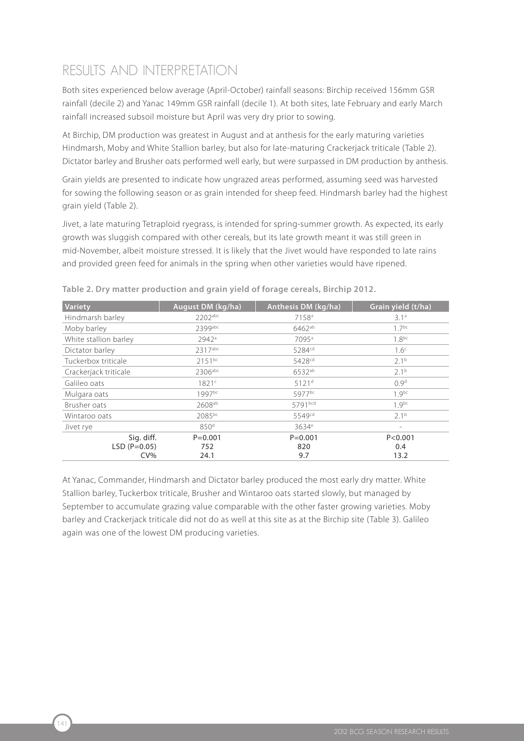## RESULTS AND INTERPRETATION

Both sites experienced below average (April-October) rainfall seasons: Birchip received 156mm GSR rainfall (decile 2) and Yanac 149mm GSR rainfall (decile 1). At both sites, late February and early March rainfall increased subsoil moisture but April was very dry prior to sowing.

At Birchip, DM production was greatest in August and at anthesis for the early maturing varieties Hindmarsh, Moby and White Stallion barley, but also for late-maturing Crackerjack triticale (Table 2). Dictator barley and Brusher oats performed well early, but were surpassed in DM production by anthesis.

Grain yields are presented to indicate how ungrazed areas performed, assuming seed was harvested for sowing the following season or as grain intended for sheep feed. Hindmarsh barley had the highest grain yield (Table 2).

Jivet, a late maturing Tetraploid ryegrass, is intended for spring-summer growth. As expected, its early growth was sluggish compared with other cereals, but its late growth meant it was still green in mid-November, albeit moisture stressed. It is likely that the Jivet would have responded to late rains and provided green feed for animals in the spring when other varieties would have ripened.

**Table 2. Dry matter production and grain yield of forage cereals, Birchip 2012.**

| Variety | August DM (kg/ha) | Anthesis DM (kg/ha) | Grain yield (t/ha) |
|---|---|---|---|
| Hindmarsh barley | 2202[abc] | 7158[a] | 3.1[a] |
| Moby barley | 2399[abc] | 6462[ab] | 1.7[bc] |
| White stallion barley | 2942[a] | 7095[a] | 1.8[bc] |
| Dictator barley | 2317[abc] | 5284[cd] | 1.6[c] |
| Tuckerbox triticale | 2151[bc] | 5428[cd] | 2.1[b] |
| Crackerjack triticale | 2306[abc] | 6532[ab] | 2.1[b] |
| Galileo oats | 1821[c] | 5121[d] | 0.9[d] |
| Mulgara oats | 1997[bc] | 5977[bc] | 1.9[bc] |
| Brusher oats | 2608[ab] | 5791[bcd] | 1.9[bc] |
| Wintaroo oats | 2085[bc] | 5549[cd] | 2.1[b] |
| Jivet rye | 850[d] | 3634[e] | - |
| Sig. diff. | P=0.001 | P=0.001 | P<0.001 |
| LSD (P=0.05) | 752 | 820 | 0.4 |
| CV% | 24.1 | 9.7 | 13.2 |

At Yanac, Commander, Hindmarsh and Dictator barley produced the most early dry matter. White Stallion barley, Tuckerbox triticale, Brusher and Wintaroo oats started slowly, but managed by September to accumulate grazing value comparable with the other faster growing varieties. Moby barley and Crackerjack triticale did not do as well at this site as at the Birchip site (Table 3). Galileo again was one of the lowest DM producing varieties.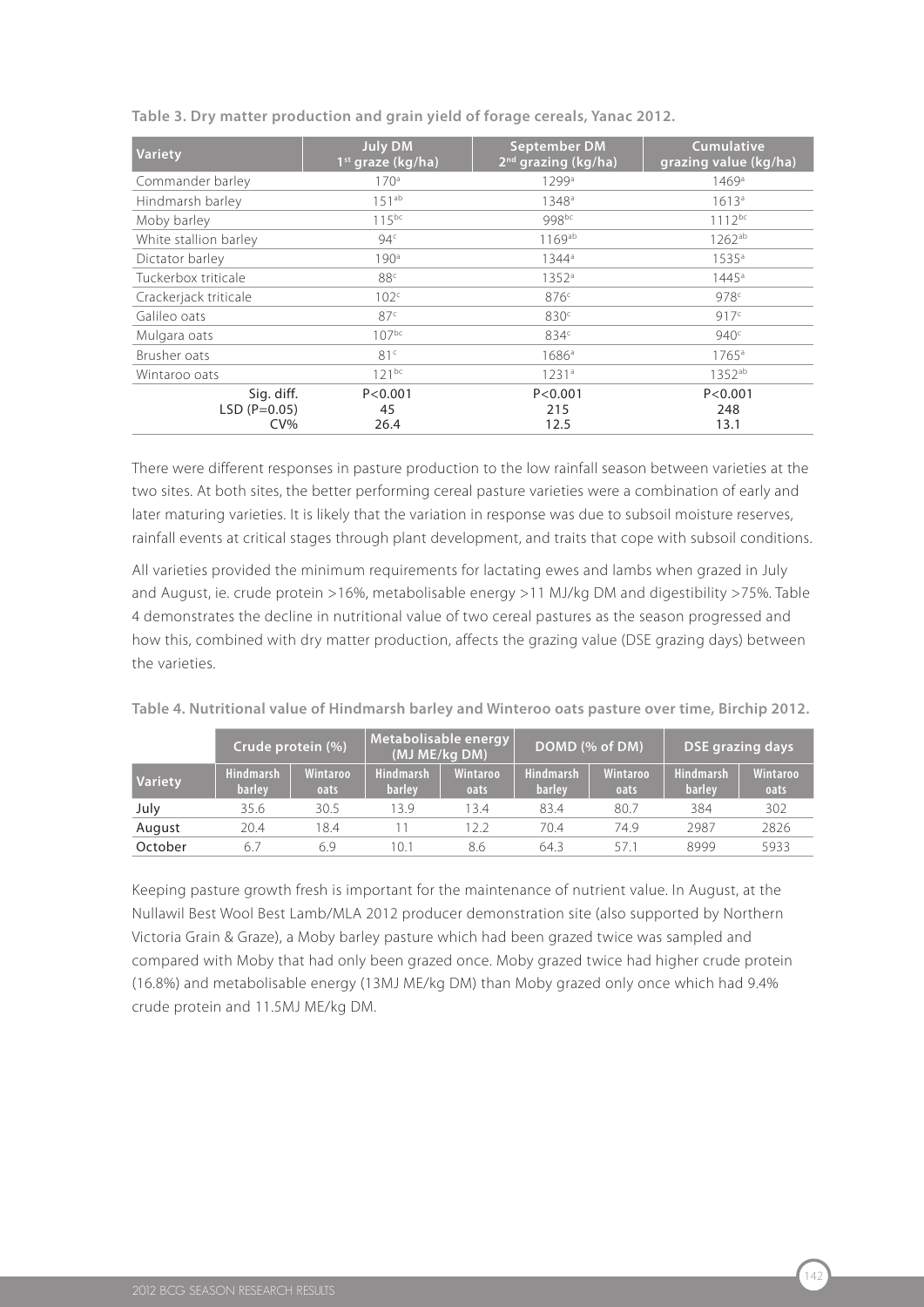**Table 3. Dry matter production and grain yield of forage cereals, Yanac 2012.**

| Variety | July DM 1[st] graze (kg/ha) | September DM 2[nd] grazing (kg/ha) | Cumulative grazing value (kg/ha) |
|---|---|---|---|
| Commander barley | 170[a] | 1299[a] | 1469[a] |
| Hindmarsh barley | 151[ab] | 1348[a] | 1613[a] |
| Moby barley | 115[bc] | 998[bc] | 1112[bc] |
| White stallion barley | 94[c] | 1169[ab] | 1262[ab] |
| Dictator barley | 190[a] | 1344[a] | 1535[a] |
| Tuckerbox triticale | 88[c] | 1352[a] | 1445[a] |
| Crackerjack triticale | 102[c] | 876[c] | 978[c] |
| Galileo oats | 87[c] | 830[c] | 917[c] |
| Mulgara oats | 107[bc] | 834[c] | 940[c] |
| Brusher oats | 81[c] | 1686[a] | 1765[a] |
| Wintaroo oats | 121[bc] | 1231[a] | 1352[ab] |
| Sig. diff. | P<0.001 | P<0.001 | P<0.001 |
| LSD (P=0.05) | 45 | 215 | 248 |
| CV% | 26.4 | 12.5 | 13.1 |

There were different responses in pasture production to the low rainfall season between varieties at the two sites. At both sites, the better performing cereal pasture varieties were a combination of early and later maturing varieties. It is likely that the variation in response was due to subsoil moisture reserves, rainfall events at critical stages through plant development, and traits that cope with subsoil conditions.

All varieties provided the minimum requirements for lactating ewes and lambs when grazed in July and August, ie. crude protein >16%, metabolisable energy >11 MJ/kg DM and digestibility >75%. Table 4 demonstrates the decline in nutritional value of two cereal pastures as the season progressed and how this, combined with dry matter production, affects the grazing value (DSE grazing days) between the varieties.

**Table 4. Nutritional value of Hindmarsh barley and Winteroo oats pasture over time, Birchip 2012.**

| | Crude protein (%) | | Metabolisable energy (MJ ME/kg DM) | | DOMD (% of DM) | | DSE grazing days | |
|---|---|---|---|---|---|---|---|---|
| Variety | Hindmarsh barley | Wintaroo oats | Hindmarsh barley | Wintaroo oats | Hindmarsh barley | Wintaroo oats | Hindmarsh barley | Wintaroo oats |
| July | 35.6 | 30.5 | 13.9 | 13.4 | 83.4 | 80.7 | 384 | 302 |
| August | 20.4 | 18.4 | 11 | 12.2 | 70.4 | 74.9 | 2987 | 2826 |
| October | 6.7 | 6.9 | 10.1 | 8.6 | 64.3 | 57.1 | 8999 | 5933 |

Keeping pasture growth fresh is important for the maintenance of nutrient value. In August, at the Nullawil Best Wool Best Lamb/MLA 2012 producer demonstration site (also supported by Northern Victoria Grain & Graze), a Moby barley pasture which had been grazed twice was sampled and compared with Moby that had only been grazed once. Moby grazed twice had higher crude protein (16.8%) and metabolisable energy (13MJ ME/kg DM) than Moby grazed only once which had 9.4% crude protein and 11.5MJ ME/kg DM.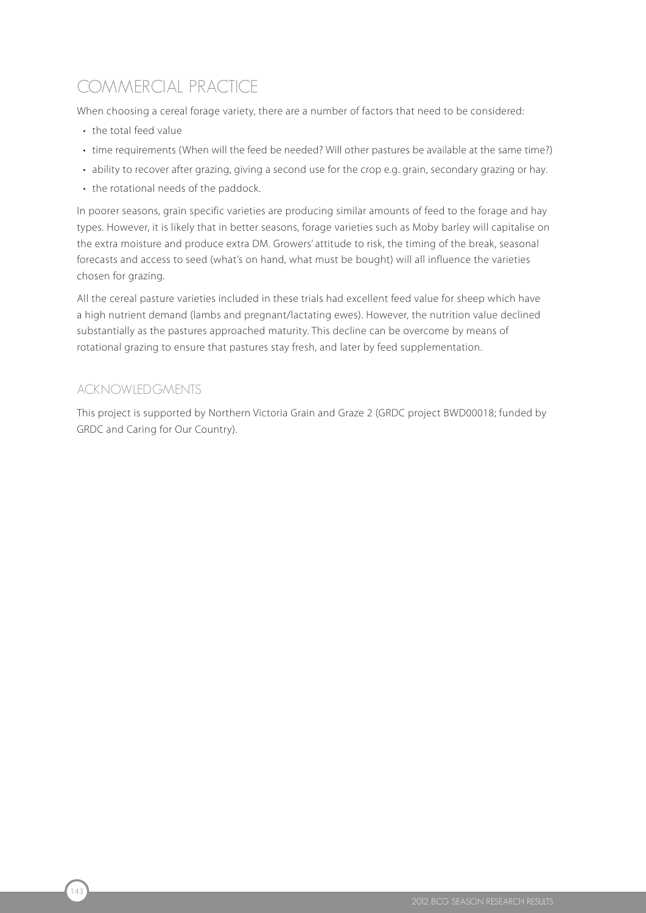## COMMERCIAL PRACTICE

When choosing a cereal forage variety, there are a number of factors that need to be considered:

- the total feed value
- time requirements (When will the feed be needed? Will other pastures be available at the same time?)
- ability to recover after grazing, giving a second use for the crop e.g. grain, secondary grazing or hay.
- the rotational needs of the paddock.

In poorer seasons, grain specific varieties are producing similar amounts of feed to the forage and hay types. However, it is likely that in better seasons, forage varieties such as Moby barley will capitalise on the extra moisture and produce extra DM. Growers' attitude to risk, the timing of the break, seasonal forecasts and access to seed (what's on hand, what must be bought) will all influence the varieties chosen for grazing.

All the cereal pasture varieties included in these trials had excellent feed value for sheep which have a high nutrient demand (lambs and pregnant/lactating ewes). However, the nutrition value declined substantially as the pastures approached maturity. This decline can be overcome by means of rotational grazing to ensure that pastures stay fresh, and later by feed supplementation.

### ACKNOWLEDGMENTS

This project is supported by Northern Victoria Grain and Graze 2 (GRDC project BWD00018; funded by GRDC and Caring for Our Country).